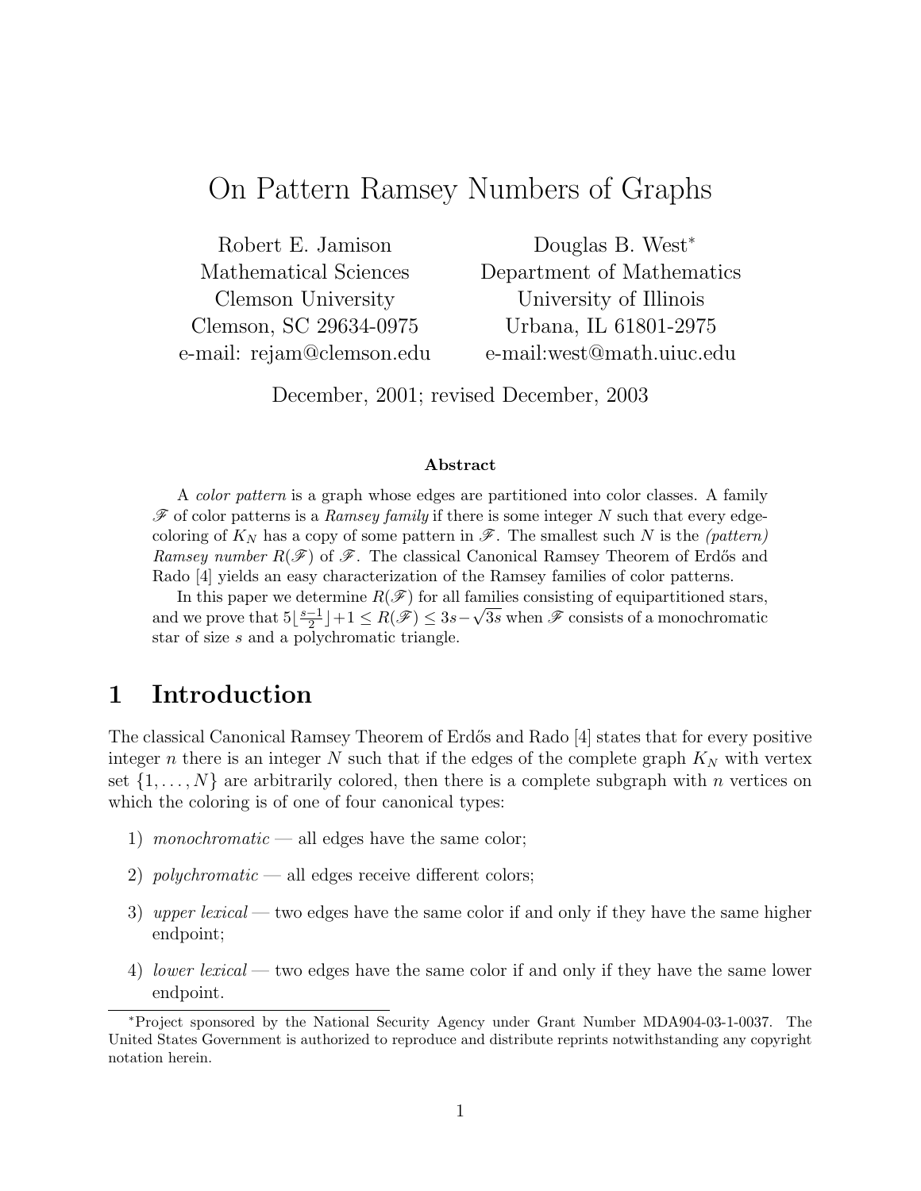# On Pattern Ramsey Numbers of Graphs

Robert E. Jamison
Mathematical Sciences
Clemson University
Clemson, SC 29634-0975
e-mail: rejam@clemson.edu

Douglas B. West*
Department of Mathematics
University of Illinois
Urbana, IL 61801-2975
e-mail:west@math.uiuc.edu

December, 2001; revised December, 2003

### Abstract

A *color pattern* is a graph whose edges are partitioned into color classes. A family $\mathscr{F}$ of color patterns is a *Ramsey family* if there is some integer $N$ such that every edge-coloring of $K_N$ has a copy of some pattern in $\mathscr{F}$. The smallest such $N$ is the *(pattern) Ramsey number* $R(\mathscr{F})$ of $\mathscr{F}$. The classical Canonical Ramsey Theorem of Erdős and Rado [4] yields an easy characterization of the Ramsey families of color patterns.

In this paper we determine $R(\mathscr{F})$ for all families consisting of equipartitioned stars, and we prove that $5\lfloor \frac{s-1}{2} \rfloor + 1 \le R(\mathscr{F}) \le 3s - \sqrt{3s}$ when $\mathscr{F}$ consists of a monochromatic star of size $s$ and a polychromatic triangle.

## 1 Introduction

The classical Canonical Ramsey Theorem of Erdős and Rado [4] states that for every positive integer $n$ there is an integer $N$ such that if the edges of the complete graph $K_N$ with vertex set $\{1, \ldots, N\}$ are arbitrarily colored, then there is a complete subgraph with $n$ vertices on which the coloring is of one of four canonical types:

1) *monochromatic* — all edges have the same color;
2) *polychromatic* — all edges receive different colors;
3) *upper lexical* — two edges have the same color if and only if they have the same higher endpoint;
4) *lower lexical* — two edges have the same color if and only if they have the same lower endpoint.

*Project sponsored by the National Security Agency under Grant Number MDA904-03-1-0037. The United States Government is authorized to reproduce and distribute reprints notwithstanding any copyright notation herein.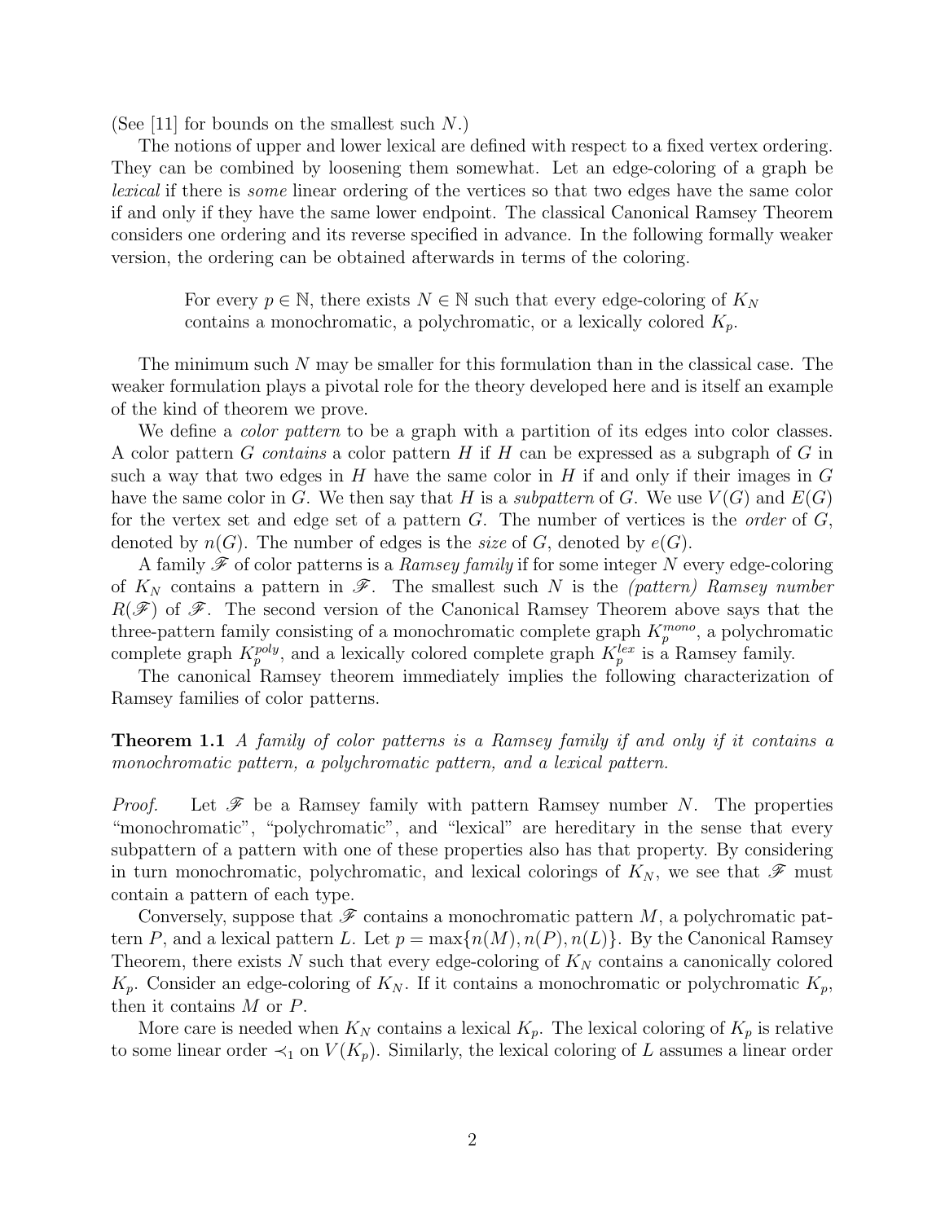(See [11] for bounds on the smallest such $N$.)

The notions of upper and lower lexical are defined with respect to a fixed vertex ordering. They can be combined by loosening them somewhat. Let an edge-coloring of a graph be *lexical* if there is *some* linear ordering of the vertices so that two edges have the same color if and only if they have the same lower endpoint. The classical Canonical Ramsey Theorem considers one ordering and its reverse specified in advance. In the following formally weaker version, the ordering can be obtained afterwards in terms of the coloring.

> For every $p \in \mathbb{N}$, there exists $N \in \mathbb{N}$ such that every edge-coloring of $K_N$ contains a monochromatic, a polychromatic, or a lexically colored $K_p$.

The minimum such $N$ may be smaller for this formulation than in the classical case. The weaker formulation plays a pivotal role for the theory developed here and is itself an example of the kind of theorem we prove.

We define a *color pattern* to be a graph with a partition of its edges into color classes. A color pattern $G$ *contains* a color pattern $H$ if $H$ can be expressed as a subgraph of $G$ in such a way that two edges in $H$ have the same color in $H$ if and only if their images in $G$ have the same color in $G$. We then say that $H$ is a *subpattern* of $G$. We use $V(G)$ and $E(G)$ for the vertex set and edge set of a pattern $G$. The number of vertices is the *order* of $G$, denoted by $n(G)$. The number of edges is the *size* of $G$, denoted by $e(G)$.

A family $\mathscr{F}$ of color patterns is a *Ramsey family* if for some integer $N$ every edge-coloring of $K_N$ contains a pattern in $\mathscr{F}$. The smallest such $N$ is the *(pattern) Ramsey number* $R(\mathscr{F})$ of $\mathscr{F}$. The second version of the Canonical Ramsey Theorem above says that the three-pattern family consisting of a monochromatic complete graph $K_p^{mono}$, a polychromatic complete graph $K_p^{poly}$, and a lexically colored complete graph $K_p^{lex}$ is a Ramsey family.

The canonical Ramsey theorem immediately implies the following characterization of Ramsey families of color patterns.

**Theorem 1.1** *A family of color patterns is a Ramsey family if and only if it contains a monochromatic pattern, a polychromatic pattern, and a lexical pattern.*

*Proof.* Let $\mathscr{F}$ be a Ramsey family with pattern Ramsey number $N$. The properties "monochromatic", "polychromatic", and "lexical" are hereditary in the sense that every subpattern of a pattern with one of these properties also has that property. By considering in turn monochromatic, polychromatic, and lexical colorings of $K_N$, we see that $\mathscr{F}$ must contain a pattern of each type.

Conversely, suppose that $\mathscr{F}$ contains a monochromatic pattern $M$, a polychromatic pattern $P$, and a lexical pattern $L$. Let $p = \max\{n(M), n(P), n(L)\}$. By the Canonical Ramsey Theorem, there exists $N$ such that every edge-coloring of $K_N$ contains a canonically colored $K_p$. Consider an edge-coloring of $K_N$. If it contains a monochromatic or polychromatic $K_p$, then it contains $M$ or $P$.

More care is needed when $K_N$ contains a lexical $K_p$. The lexical coloring of $K_p$ is relative to some linear order $\prec_1$ on $V(K_p)$. Similarly, the lexical coloring of $L$ assumes a linear order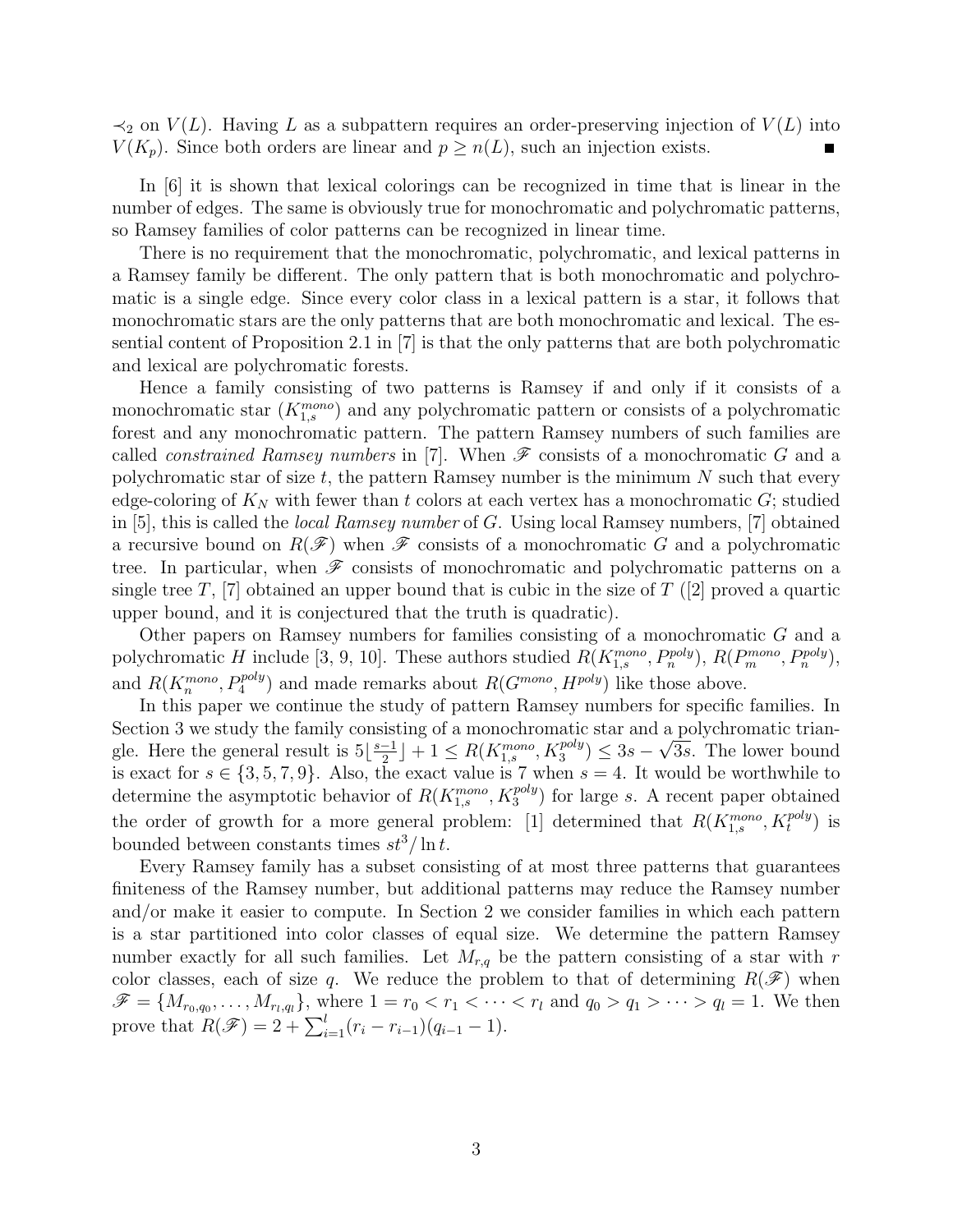$\prec_2$ on $V(L)$. Having $L$ as a subpattern requires an order-preserving injection of $V(L)$ into $V(K_p)$. Since both orders are linear and $p \geq n(L)$, such an injection exists. ■

In [6] it is shown that lexical colorings can be recognized in time that is linear in the number of edges. The same is obviously true for monochromatic and polychromatic patterns, so Ramsey families of color patterns can be recognized in linear time.

There is no requirement that the monochromatic, polychromatic, and lexical patterns in a Ramsey family be different. The only pattern that is both monochromatic and polychromatic is a single edge. Since every color class in a lexical pattern is a star, it follows that monochromatic stars are the only patterns that are both monochromatic and lexical. The essential content of Proposition 2.1 in [7] is that the only patterns that are both polychromatic and lexical are polychromatic forests.

Hence a family consisting of two patterns is Ramsey if and only if it consists of a monochromatic star ($K_{1,s}^{mono}$) and any polychromatic pattern or consists of a polychromatic forest and any monochromatic pattern. The pattern Ramsey numbers of such families are called *constrained Ramsey numbers* in [7]. When $\mathscr{F}$ consists of a monochromatic $G$ and a polychromatic star of size $t$, the pattern Ramsey number is the minimum $N$ such that every edge-coloring of $K_N$ with fewer than $t$ colors at each vertex has a monochromatic $G$; studied in [5], this is called the *local Ramsey number* of $G$. Using local Ramsey numbers, [7] obtained a recursive bound on $R(\mathscr{F})$ when $\mathscr{F}$ consists of a monochromatic $G$ and a polychromatic tree. In particular, when $\mathscr{F}$ consists of monochromatic and polychromatic patterns on a single tree $T$, [7] obtained an upper bound that is cubic in the size of $T$ ([2] proved a quartic upper bound, and it is conjectured that the truth is quadratic).

Other papers on Ramsey numbers for families consisting of a monochromatic $G$ and a polychromatic $H$ include [3, 9, 10]. These authors studied $R(K_{1,s}^{mono}, P_n^{poly})$, $R(P_m^{mono}, P_n^{poly})$, and $R(K_n^{mono}, P_4^{poly})$ and made remarks about $R(G^{mono}, H^{poly})$ like those above.

In this paper we continue the study of pattern Ramsey numbers for specific families. In Section 3 we study the family consisting of a monochromatic star and a polychromatic triangle. Here the general result is $5\lfloor \frac{s-1}{2} \rfloor + 1 \leq R(K_{1,s}^{mono}, K_3^{poly}) \leq 3s - \sqrt{3s}$. The lower bound is exact for $s \in \{3, 5, 7, 9\}$. Also, the exact value is 7 when $s = 4$. It would be worthwhile to determine the asymptotic behavior of $R(K_{1,s}^{mono}, K_3^{poly})$ for large $s$. A recent paper obtained the order of growth for a more general problem: [1] determined that $R(K_{1,s}^{mono}, K_t^{poly})$ is bounded between constants times $st^3/\ln t$.

Every Ramsey family has a subset consisting of at most three patterns that guarantees finiteness of the Ramsey number, but additional patterns may reduce the Ramsey number and/or make it easier to compute. In Section 2 we consider families in which each pattern is a star partitioned into color classes of equal size. We determine the pattern Ramsey number exactly for all such families. Let $M_{r,q}$ be the pattern consisting of a star with $r$ color classes, each of size $q$. We reduce the problem to that of determining $R(\mathscr{F})$ when $\mathscr{F} = \{M_{r_0,q_0}, \ldots, M_{r_l,q_l}\}$, where $1 = r_0 < r_1 < \cdots < r_l$ and $q_0 > q_1 > \cdots > q_l = 1$. We then prove that $R(\mathscr{F}) = 2 + \sum_{i=1}^{l}(r_i - r_{i-1})(q_{i-1} - 1)$.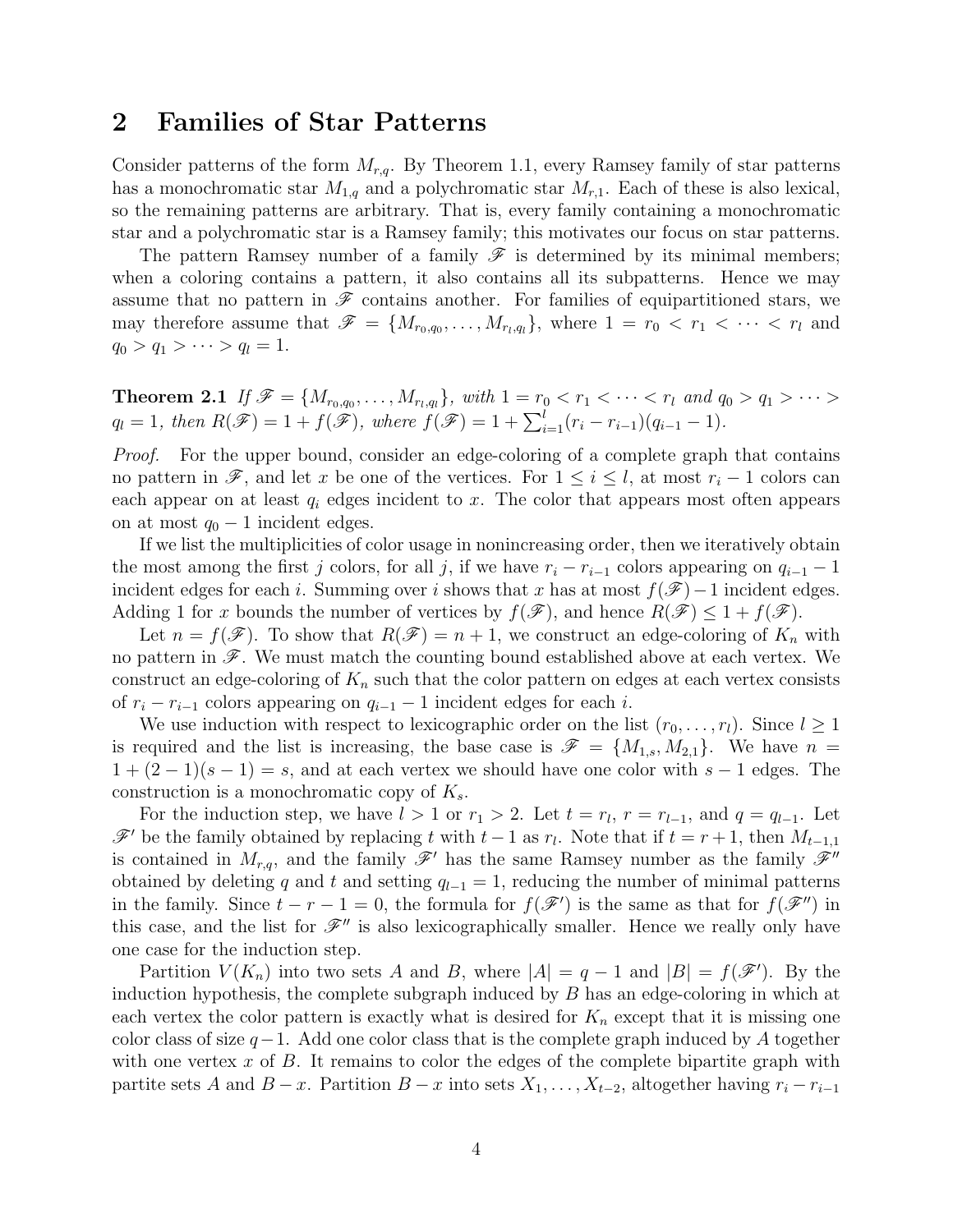## 2 Families of Star Patterns

Consider patterns of the form $M_{r,q}$. By Theorem 1.1, every Ramsey family of star patterns has a monochromatic star $M_{1,q}$ and a polychromatic star $M_{r,1}$. Each of these is also lexical, so the remaining patterns are arbitrary. That is, every family containing a monochromatic star and a polychromatic star is a Ramsey family; this motivates our focus on star patterns.

The pattern Ramsey number of a family $\mathscr{F}$ is determined by its minimal members; when a coloring contains a pattern, it also contains all its subpatterns. Hence we may assume that no pattern in $\mathscr{F}$ contains another. For families of equipartitioned stars, we may therefore assume that $\mathscr{F} = \{M_{r_0,q_0}, \ldots, M_{r_l,q_l}\}$, where $1 = r_0 < r_1 < \cdots < r_l$ and $q_0 > q_1 > \cdots > q_l = 1$.

**Theorem 2.1** *If $\mathscr{F} = \{M_{r_0,q_0}, \ldots, M_{r_l,q_l}\}$, with $1 = r_0 < r_1 < \cdots < r_l$ and $q_0 > q_1 > \cdots > q_l = 1$, then $R(\mathscr{F}) = 1 + f(\mathscr{F})$, where $f(\mathscr{F}) = 1 + \sum_{i=1}^{l}(r_i - r_{i-1})(q_{i-1} - 1)$.*

*Proof.* For the upper bound, consider an edge-coloring of a complete graph that contains no pattern in $\mathscr{F}$, and let $x$ be one of the vertices. For $1 \le i \le l$, at most $r_i - 1$ colors can each appear on at least $q_i$ edges incident to $x$. The color that appears most often appears on at most $q_0 - 1$ incident edges.

If we list the multiplicities of color usage in nonincreasing order, then we iteratively obtain the most among the first $j$ colors, for all $j$, if we have $r_i - r_{i-1}$ colors appearing on $q_{i-1} - 1$ incident edges for each $i$. Summing over $i$ shows that $x$ has at most $f(\mathscr{F}) - 1$ incident edges. Adding 1 for $x$ bounds the number of vertices by $f(\mathscr{F})$, and hence $R(\mathscr{F}) \le 1 + f(\mathscr{F})$.

Let $n = f(\mathscr{F})$. To show that $R(\mathscr{F}) = n + 1$, we construct an edge-coloring of $K_n$ with no pattern in $\mathscr{F}$. We must match the counting bound established above at each vertex. We construct an edge-coloring of $K_n$ such that the color pattern on edges at each vertex consists of $r_i - r_{i-1}$ colors appearing on $q_{i-1} - 1$ incident edges for each $i$.

We use induction with respect to lexicographic order on the list $(r_0, \ldots, r_l)$. Since $l \ge 1$ is required and the list is increasing, the base case is $\mathscr{F} = \{M_{1,s}, M_{2,1}\}$. We have $n = 1 + (2-1)(s-1) = s$, and at each vertex we should have one color with $s - 1$ edges. The construction is a monochromatic copy of $K_s$.

For the induction step, we have $l > 1$ or $r_1 > 2$. Let $t = r_l$, $r = r_{l-1}$, and $q = q_{l-1}$. Let $\mathscr{F}'$ be the family obtained by replacing $t$ with $t - 1$ as $r_l$. Note that if $t = r + 1$, then $M_{t-1,1}$ is contained in $M_{r,q}$, and the family $\mathscr{F}'$ has the same Ramsey number as the family $\mathscr{F}''$ obtained by deleting $q$ and $t$ and setting $q_{l-1} = 1$, reducing the number of minimal patterns in the family. Since $t - r - 1 = 0$, the formula for $f(\mathscr{F}')$ is the same as that for $f(\mathscr{F}'')$ in this case, and the list for $\mathscr{F}''$ is also lexicographically smaller. Hence we really only have one case for the induction step.

Partition $V(K_n)$ into two sets $A$ and $B$, where $|A| = q - 1$ and $|B| = f(\mathscr{F}')$. By the induction hypothesis, the complete subgraph induced by $B$ has an edge-coloring in which at each vertex the color pattern is exactly what is desired for $K_n$ except that it is missing one color class of size $q - 1$. Add one color class that is the complete graph induced by $A$ together with one vertex $x$ of $B$. It remains to color the edges of the complete bipartite graph with partite sets $A$ and $B - x$. Partition $B - x$ into sets $X_1, \ldots, X_{t-2}$, altogether having $r_i - r_{i-1}$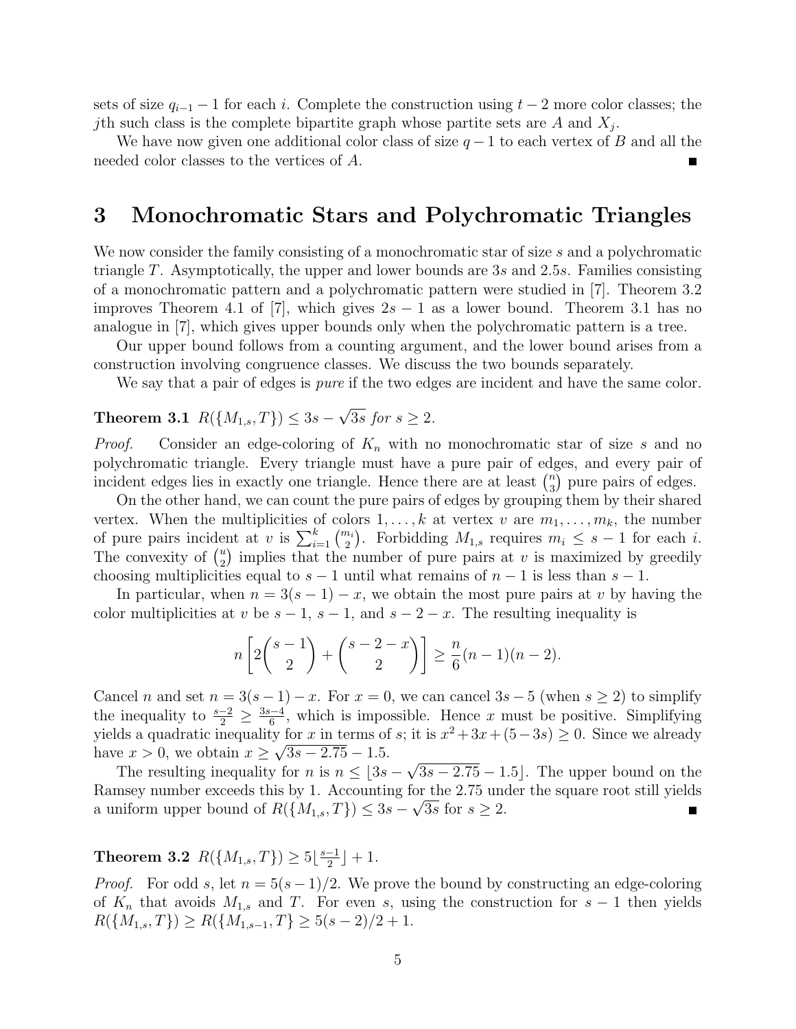sets of size $q_{i-1} - 1$ for each $i$. Complete the construction using $t-2$ more color classes; the $j$th such class is the complete bipartite graph whose partite sets are $A$ and $X_j$.

We have now given one additional color class of size $q-1$ to each vertex of $B$ and all the needed color classes to the vertices of $A$. ∎

## 3 Monochromatic Stars and Polychromatic Triangles

We now consider the family consisting of a monochromatic star of size $s$ and a polychromatic triangle $T$. Asymptotically, the upper and lower bounds are $3s$ and $2.5s$. Families consisting of a monochromatic pattern and a polychromatic pattern were studied in [7]. Theorem 3.2 improves Theorem 4.1 of [7], which gives $2s-1$ as a lower bound. Theorem 3.1 has no analogue in [7], which gives upper bounds only when the polychromatic pattern is a tree.

Our upper bound follows from a counting argument, and the lower bound arises from a construction involving congruence classes. We discuss the two bounds separately.

We say that a pair of edges is *pure* if the two edges are incident and have the same color.

**Theorem 3.1** *$R(\{M_{1,s}, T\}) \le 3s - \sqrt{3s}$ for $s \ge 2$.*

*Proof.* Consider an edge-coloring of $K_n$ with no monochromatic star of size $s$ and no polychromatic triangle. Every triangle must have a pure pair of edges, and every pair of incident edges lies in exactly one triangle. Hence there are at least $\binom{n}{3}$ pure pairs of edges.

On the other hand, we can count the pure pairs of edges by grouping them by their shared vertex. When the multiplicities of colors $1, \ldots, k$ at vertex $v$ are $m_1, \ldots, m_k$, the number of pure pairs incident at $v$ is $\sum_{i=1}^{k} \binom{m_i}{2}$. Forbidding $M_{1,s}$ requires $m_i \le s-1$ for each $i$. The convexity of $\binom{u}{2}$ implies that the number of pure pairs at $v$ is maximized by greedily choosing multiplicities equal to $s-1$ until what remains of $n-1$ is less than $s-1$.

In particular, when $n = 3(s-1) - x$, we obtain the most pure pairs at $v$ by having the color multiplicities at $v$ be $s-1$, $s-1$, and $s-2-x$. The resulting inequality is

$$n \left[ 2\binom{s-1}{2} + \binom{s-2-x}{2} \right] \ge \frac{n}{6}(n-1)(n-2).$$

Cancel $n$ and set $n = 3(s-1) - x$. For $x = 0$, we can cancel $3s-5$ (when $s \ge 2$) to simplify the inequality to $\frac{s-2}{2} \ge \frac{3s-4}{6}$, which is impossible. Hence $x$ must be positive. Simplifying yields a quadratic inequality for $x$ in terms of $s$; it is $x^2 + 3x + (5-3s) \ge 0$. Since we already have $x > 0$, we obtain $x \ge \sqrt{3s - 2.75} - 1.5$.

The resulting inequality for $n$ is $n \le \lfloor 3s - \sqrt{3s - 2.75} - 1.5 \rfloor$. The upper bound on the Ramsey number exceeds this by 1. Accounting for the 2.75 under the square root still yields a uniform upper bound of $R(\{M_{1,s}, T\}) \le 3s - \sqrt{3s}$ for $s \ge 2$. ∎

**Theorem 3.2** *$R(\{M_{1,s}, T\}) \ge 5\lfloor \frac{s-1}{2} \rfloor + 1$.*

*Proof.* For odd $s$, let $n = 5(s-1)/2$. We prove the bound by constructing an edge-coloring of $K_n$ that avoids $M_{1,s}$ and $T$. For even $s$, using the construction for $s-1$ then yields $R(\{M_{1,s}, T\}) \ge R(\{M_{1,s-1}, T\} \ge 5(s-2)/2 + 1$.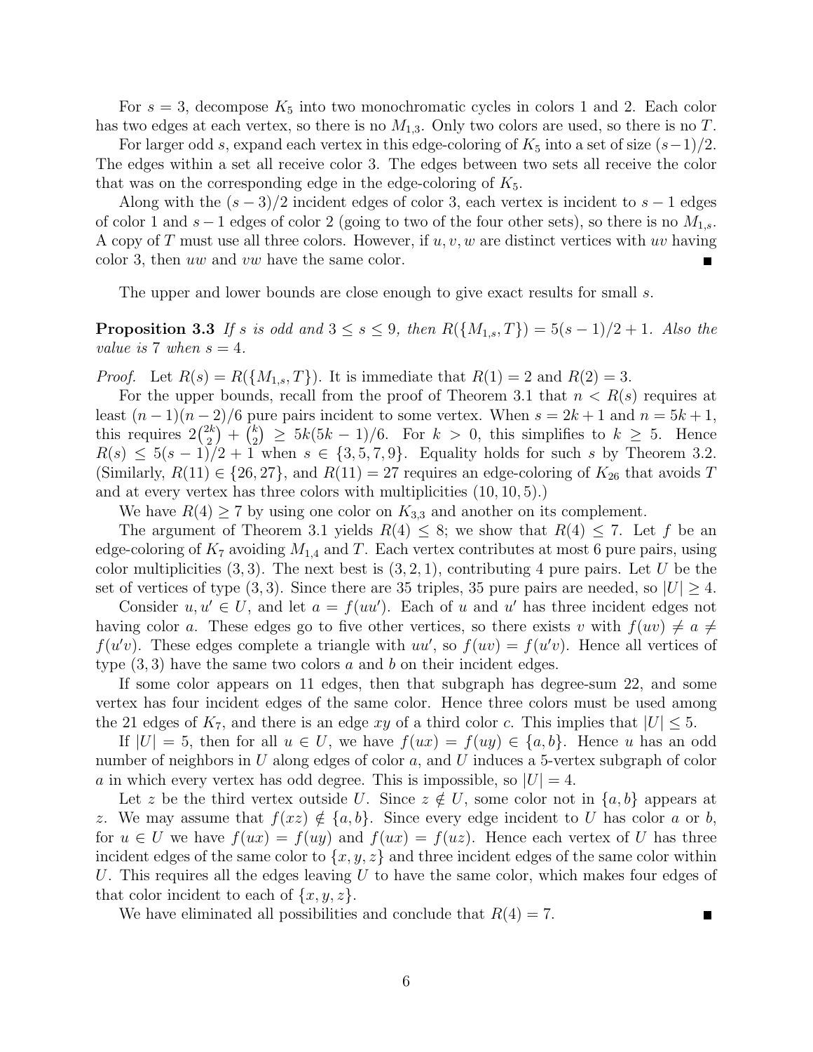For $s = 3$, decompose $K_5$ into two monochromatic cycles in colors 1 and 2. Each color has two edges at each vertex, so there is no $M_{1,3}$. Only two colors are used, so there is no $T$.

For larger odd $s$, expand each vertex in this edge-coloring of $K_5$ into a set of size $(s-1)/2$. The edges within a set all receive color 3. The edges between two sets all receive the color that was on the corresponding edge in the edge-coloring of $K_5$.

Along with the $(s-3)/2$ incident edges of color 3, each vertex is incident to $s-1$ edges of color 1 and $s-1$ edges of color 2 (going to two of the four other sets), so there is no $M_{1,s}$. A copy of $T$ must use all three colors. However, if $u, v, w$ are distinct vertices with $uv$ having color 3, then $uw$ and $vw$ have the same color. ■

The upper and lower bounds are close enough to give exact results for small $s$.

**Proposition 3.3** *If $s$ is odd and $3 \le s \le 9$, then $R(\{M_{1,s}, T\}) = 5(s-1)/2 + 1$. Also the value is 7 when $s = 4$.*

*Proof.* Let $R(s) = R(\{M_{1,s}, T\})$. It is immediate that $R(1) = 2$ and $R(2) = 3$.

For the upper bounds, recall from the proof of Theorem 3.1 that $n < R(s)$ requires at least $(n-1)(n-2)/6$ pure pairs incident to some vertex. When $s = 2k+1$ and $n = 5k+1$, this requires $2\binom{2k}{2} + \binom{k}{2} \ge 5k(5k-1)/6$. For $k > 0$, this simplifies to $k \ge 5$. Hence $R(s) \le 5(s-1)/2 + 1$ when $s \in \{3, 5, 7, 9\}$. Equality holds for such $s$ by Theorem 3.2. (Similarly, $R(11) \in \{26, 27\}$, and $R(11) = 27$ requires an edge-coloring of $K_{26}$ that avoids $T$ and at every vertex has three colors with multiplicities $(10, 10, 5)$.)

We have $R(4) \ge 7$ by using one color on $K_{3,3}$ and another on its complement.

The argument of Theorem 3.1 yields $R(4) \le 8$; we show that $R(4) \le 7$. Let $f$ be an edge-coloring of $K_7$ avoiding $M_{1,4}$ and $T$. Each vertex contributes at most 6 pure pairs, using color multiplicities $(3, 3)$. The next best is $(3, 2, 1)$, contributing 4 pure pairs. Let $U$ be the set of vertices of type $(3, 3)$. Since there are 35 triples, 35 pure pairs are needed, so $|U| \ge 4$.

Consider $u, u' \in U$, and let $a = f(uu')$. Each of $u$ and $u'$ has three incident edges not having color $a$. These edges go to five other vertices, so there exists $v$ with $f(uv) \ne a \ne f(u'v)$. These edges complete a triangle with $uu'$, so $f(uv) = f(u'v)$. Hence all vertices of type $(3, 3)$ have the same two colors $a$ and $b$ on their incident edges.

If some color appears on 11 edges, then that subgraph has degree-sum 22, and some vertex has four incident edges of the same color. Hence three colors must be used among the 21 edges of $K_7$, and there is an edge $xy$ of a third color $c$. This implies that $|U| \le 5$.

If $|U| = 5$, then for all $u \in U$, we have $f(ux) = f(uy) \in \{a, b\}$. Hence $u$ has an odd number of neighbors in $U$ along edges of color $a$, and $U$ induces a 5-vertex subgraph of color $a$ in which every vertex has odd degree. This is impossible, so $|U| = 4$.

Let $z$ be the third vertex outside $U$. Since $z \notin U$, some color not in $\{a, b\}$ appears at $z$. We may assume that $f(xz) \notin \{a, b\}$. Since every edge incident to $U$ has color $a$ or $b$, for $u \in U$ we have $f(ux) = f(uy)$ and $f(ux) = f(uz)$. Hence each vertex of $U$ has three incident edges of the same color to $\{x, y, z\}$ and three incident edges of the same color within $U$. This requires all the edges leaving $U$ to have the same color, which makes four edges of that color incident to each of $\{x, y, z\}$.

We have eliminated all possibilities and conclude that $R(4) = 7$. ■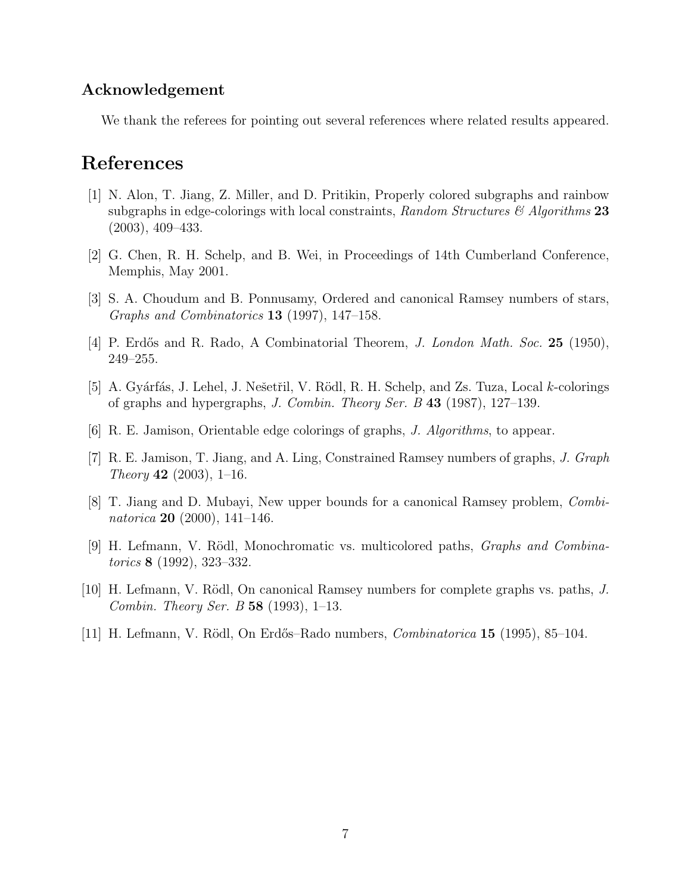## Acknowledgement

We thank the referees for pointing out several references where related results appeared.

# References

[1] N. Alon, T. Jiang, Z. Miller, and D. Pritikin, Properly colored subgraphs and rainbow subgraphs in edge-colorings with local constraints, *Random Structures & Algorithms* **23** (2003), 409–433.

[2] G. Chen, R. H. Schelp, and B. Wei, in Proceedings of 14th Cumberland Conference, Memphis, May 2001.

[3] S. A. Choudum and B. Ponnusamy, Ordered and canonical Ramsey numbers of stars, *Graphs and Combinatorics* **13** (1997), 147–158.

[4] P. Erdős and R. Rado, A Combinatorial Theorem, *J. London Math. Soc.* **25** (1950), 249–255.

[5] A. Gyárfás, J. Lehel, J. Nešetřil, V. Rödl, R. H. Schelp, and Zs. Tuza, Local $k$-colorings of graphs and hypergraphs, *J. Combin. Theory Ser. B* **43** (1987), 127–139.

[6] R. E. Jamison, Orientable edge colorings of graphs, *J. Algorithms*, to appear.

[7] R. E. Jamison, T. Jiang, and A. Ling, Constrained Ramsey numbers of graphs, *J. Graph Theory* **42** (2003), 1–16.

[8] T. Jiang and D. Mubayi, New upper bounds for a canonical Ramsey problem, *Combinatorica* **20** (2000), 141–146.

[9] H. Lefmann, V. Rödl, Monochromatic vs. multicolored paths, *Graphs and Combinatorics* **8** (1992), 323–332.

[10] H. Lefmann, V. Rödl, On canonical Ramsey numbers for complete graphs vs. paths, *J. Combin. Theory Ser. B* **58** (1993), 1–13.

[11] H. Lefmann, V. Rödl, On Erdős–Rado numbers, *Combinatorica* **15** (1995), 85–104.